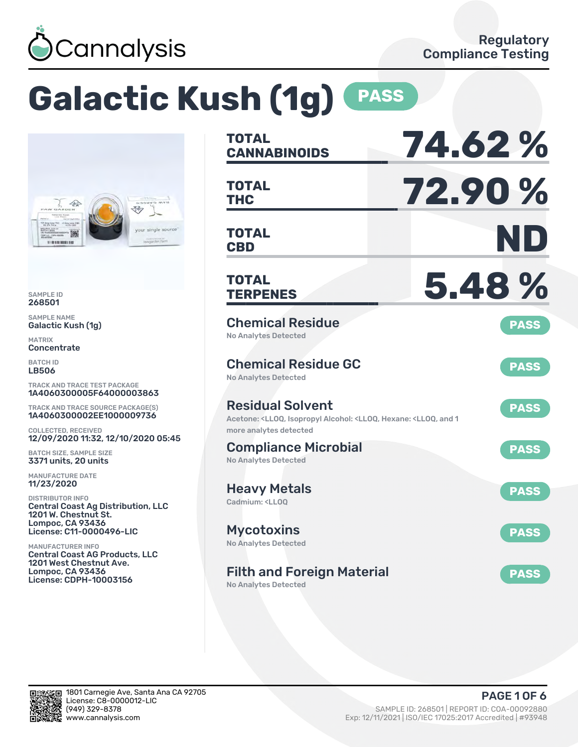Cannalysis

Regulatory Compliance Testing

# Galactic Kush (1g) PASS

SAMPLE ID
268501

SAMPLE NAME
Galactic Kush (1g)

MATRIX
Concentrate

BATCH ID
LB506

TRACK AND TRACE TEST PACKAGE
1A4060300005F64000003863

TRACK AND TRACE SOURCE PACKAGE(S)
1A4060300002EE1000009736

COLLECTED, RECEIVED
12/09/2020 11:32, 12/10/2020 05:45

BATCH SIZE, SAMPLE SIZE
3371 units, 20 units

MANUFACTURE DATE
11/23/2020

DISTRIBUTOR INFO
Central Coast Ag Distribution, LLC
1201 W. Chestnut St.
Lompoc, CA 93436
License: C11-0000496-LIC

MANUFACTURER INFO
Central Coast AG Products, LLC
1201 West Chestnut Ave.
Lompoc, CA 93436
License: CDPH-10003156

| | |
|---|---|
| **TOTAL CANNABINOIDS** | **74.62 %** |
| **TOTAL THC** | **72.90 %** |
| **TOTAL CBD** | **ND** |
| **TOTAL TERPENES** | **5.48 %** |

## Chemical Residue — PASS
No Analytes Detected

## Chemical Residue GC — PASS
No Analytes Detected

## Residual Solvent — PASS
Acetone: <LLOQ, Isopropyl Alcohol: <LLOQ, Hexane: <LLOQ, and 1 more analytes detected

## Compliance Microbial — PASS
No Analytes Detected

## Heavy Metals — PASS
Cadmium: <LLOQ

## Mycotoxins — PASS
No Analytes Detected

## Filth and Foreign Material — PASS
No Analytes Detected

1801 Carnegie Ave, Santa Ana CA 92705
License: C8-0000012-LIC
(949) 329-8378
www.cannalysis.com

SAMPLE ID: 268501 | REPORT ID: COA-00092880
Exp: 12/11/2021 | ISO/IEC 17025:2017 Accredited | #93948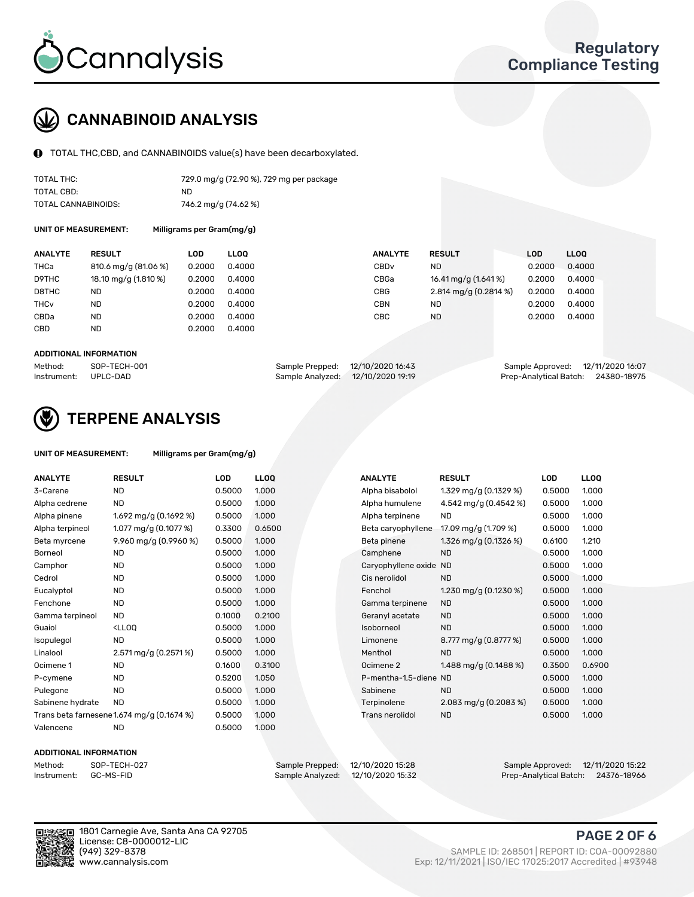# CANNABINOID ANALYSIS

TOTAL THC,CBD, and CANNABINOIDS value(s) have been decarboxylated.

| | |
|---|---|
| TOTAL THC: | 729.0 mg/g (72.90 %), 729 mg per package |
| TOTAL CBD: | ND |
| TOTAL CANNABINOIDS: | 746.2 mg/g (74.62 %) |

**UNIT OF MEASUREMENT:** Milligrams per Gram(mg/g)

| ANALYTE | RESULT | LOD | LLOQ | ANALYTE | RESULT | LOD | LLOQ |
|---|---|---|---|---|---|---|---|
| THCa | 810.6 mg/g (81.06 %) | 0.2000 | 0.4000 | CBDv | ND | 0.2000 | 0.4000 |
| D9THC | 18.10 mg/g (1.810 %) | 0.2000 | 0.4000 | CBGa | 16.41 mg/g (1.641 %) | 0.2000 | 0.4000 |
| D8THC | ND | 0.2000 | 0.4000 | CBG | 2.814 mg/g (0.2814 %) | 0.2000 | 0.4000 |
| THCv | ND | 0.2000 | 0.4000 | CBN | ND | 0.2000 | 0.4000 |
| CBDa | ND | 0.2000 | 0.4000 | CBC | ND | 0.2000 | 0.4000 |
| CBD | ND | 0.2000 | 0.4000 | | | | |

**ADDITIONAL INFORMATION**

| | | | | | |
|---|---|---|---|---|---|
| Method: | SOP-TECH-001 | Sample Prepped: | 12/10/2020 16:43 | Sample Approved: | 12/11/2020 16:07 |
| Instrument: | UPLC-DAD | Sample Analyzed: | 12/10/2020 19:19 | Prep-Analytical Batch: | 24380-18975 |

# TERPENE ANALYSIS

**UNIT OF MEASUREMENT:** Milligrams per Gram(mg/g)

| ANALYTE | RESULT | LOD | LLOQ | ANALYTE | RESULT | LOD | LLOQ |
|---|---|---|---|---|---|---|---|
| 3-Carene | ND | 0.5000 | 1.000 | Alpha bisabolol | 1.329 mg/g (0.1329 %) | 0.5000 | 1.000 |
| Alpha cedrene | ND | 0.5000 | 1.000 | Alpha humulene | 4.542 mg/g (0.4542 %) | 0.5000 | 1.000 |
| Alpha pinene | 1.692 mg/g (0.1692 %) | 0.5000 | 1.000 | Alpha terpinene | ND | 0.5000 | 1.000 |
| Alpha terpineol | 1.077 mg/g (0.1077 %) | 0.3300 | 0.6500 | Beta caryophyllene | 17.09 mg/g (1.709 %) | 0.5000 | 1.000 |
| Beta myrcene | 9.960 mg/g (0.9960 %) | 0.5000 | 1.000 | Beta pinene | 1.326 mg/g (0.1326 %) | 0.6100 | 1.210 |
| Borneol | ND | 0.5000 | 1.000 | Camphene | ND | 0.5000 | 1.000 |
| Camphor | ND | 0.5000 | 1.000 | Caryophyllene oxide | ND | 0.5000 | 1.000 |
| Cedrol | ND | 0.5000 | 1.000 | Cis nerolidol | ND | 0.5000 | 1.000 |
| Eucalyptol | ND | 0.5000 | 1.000 | Fenchol | 1.230 mg/g (0.1230 %) | 0.5000 | 1.000 |
| Fenchone | ND | 0.5000 | 1.000 | Gamma terpinene | ND | 0.5000 | 1.000 |
| Gamma terpineol | ND | 0.1000 | 0.2100 | Geranyl acetate | ND | 0.5000 | 1.000 |
| Guaiol | <LLOQ | 0.5000 | 1.000 | Isoborneol | ND | 0.5000 | 1.000 |
| Isopulegol | ND | 0.5000 | 1.000 | Limonene | 8.777 mg/g (0.8777 %) | 0.5000 | 1.000 |
| Linalool | 2.571 mg/g (0.2571 %) | 0.5000 | 1.000 | Menthol | ND | 0.5000 | 1.000 |
| Ocimene 1 | ND | 0.1600 | 0.3100 | Ocimene 2 | 1.488 mg/g (0.1488 %) | 0.3500 | 0.6900 |
| P-cymene | ND | 0.5200 | 1.050 | P-mentha-1,5-diene | ND | 0.5000 | 1.000 |
| Pulegone | ND | 0.5000 | 1.000 | Sabinene | ND | 0.5000 | 1.000 |
| Sabinene hydrate | ND | 0.5000 | 1.000 | Terpinolene | 2.083 mg/g (0.2083 %) | 0.5000 | 1.000 |
| Trans beta farnesene | 1.674 mg/g (0.1674 %) | 0.5000 | 1.000 | Trans nerolidol | ND | 0.5000 | 1.000 |
| Valencene | ND | 0.5000 | 1.000 | | | | |

**ADDITIONAL INFORMATION**

| | | | | | |
|---|---|---|---|---|---|
| Method: | SOP-TECH-027 | Sample Prepped: | 12/10/2020 15:28 | Sample Approved: | 12/11/2020 15:22 |
| Instrument: | GC-MS-FID | Sample Analyzed: | 12/10/2020 15:32 | Prep-Analytical Batch: | 24376-18966 |

1801 Carnegie Ave, Santa Ana CA 92705
License: C8-0000012-LIC
(949) 329-8378
www.cannalysis.com

SAMPLE ID: 268501 | REPORT ID: COA-00092880
Exp: 12/11/2021 | ISO/IEC 17025:2017 Accredited | #93948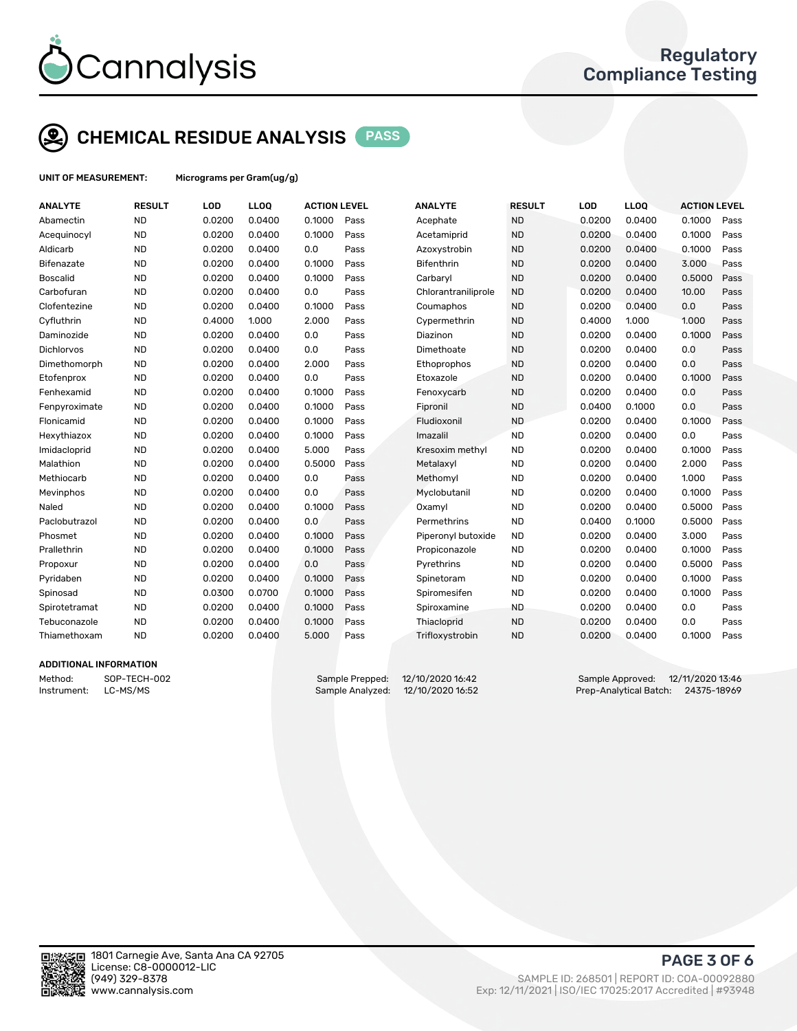## CHEMICAL RESIDUE ANALYSIS PASS

**UNIT OF MEASUREMENT:** Micrograms per Gram(ug/g)

| ANALYTE | RESULT | LOD | LLOQ | ACTION LEVEL | | ANALYTE | RESULT | LOD | LLOQ | ACTION LEVEL | |
|---|---|---|---|---|---|---|---|---|---|---|---|
| Abamectin | ND | 0.0200 | 0.0400 | 0.1000 | Pass | Acephate | ND | 0.0200 | 0.0400 | 0.1000 | Pass |
| Acequinocyl | ND | 0.0200 | 0.0400 | 0.1000 | Pass | Acetamiprid | ND | 0.0200 | 0.0400 | 0.1000 | Pass |
| Aldicarb | ND | 0.0200 | 0.0400 | 0.0 | Pass | Azoxystrobin | ND | 0.0200 | 0.0400 | 0.1000 | Pass |
| Bifenazate | ND | 0.0200 | 0.0400 | 0.1000 | Pass | Bifenthrin | ND | 0.0200 | 0.0400 | 3.000 | Pass |
| Boscalid | ND | 0.0200 | 0.0400 | 0.1000 | Pass | Carbaryl | ND | 0.0200 | 0.0400 | 0.5000 | Pass |
| Carbofuran | ND | 0.0200 | 0.0400 | 0.0 | Pass | Chlorantraniliprole | ND | 0.0200 | 0.0400 | 10.00 | Pass |
| Clofentezine | ND | 0.0200 | 0.0400 | 0.1000 | Pass | Coumaphos | ND | 0.0200 | 0.0400 | 0.0 | Pass |
| Cyfluthrin | ND | 0.4000 | 1.000 | 2.000 | Pass | Cypermethrin | ND | 0.4000 | 1.000 | 1.000 | Pass |
| Daminozide | ND | 0.0200 | 0.0400 | 0.0 | Pass | Diazinon | ND | 0.0200 | 0.0400 | 0.1000 | Pass |
| Dichlorvos | ND | 0.0200 | 0.0400 | 0.0 | Pass | Dimethoate | ND | 0.0200 | 0.0400 | 0.0 | Pass |
| Dimethomorph | ND | 0.0200 | 0.0400 | 2.000 | Pass | Ethoprophos | ND | 0.0200 | 0.0400 | 0.0 | Pass |
| Etofenprox | ND | 0.0200 | 0.0400 | 0.0 | Pass | Etoxazole | ND | 0.0200 | 0.0400 | 0.1000 | Pass |
| Fenhexamid | ND | 0.0200 | 0.0400 | 0.1000 | Pass | Fenoxycarb | ND | 0.0200 | 0.0400 | 0.0 | Pass |
| Fenpyroximate | ND | 0.0200 | 0.0400 | 0.1000 | Pass | Fipronil | ND | 0.0400 | 0.1000 | 0.0 | Pass |
| Flonicamid | ND | 0.0200 | 0.0400 | 0.1000 | Pass | Fludioxonil | ND | 0.0200 | 0.0400 | 0.1000 | Pass |
| Hexythiazox | ND | 0.0200 | 0.0400 | 0.1000 | Pass | Imazalil | ND | 0.0200 | 0.0400 | 0.0 | Pass |
| Imidacloprid | ND | 0.0200 | 0.0400 | 5.000 | Pass | Kresoxim methyl | ND | 0.0200 | 0.0400 | 0.1000 | Pass |
| Malathion | ND | 0.0200 | 0.0400 | 0.5000 | Pass | Metalaxyl | ND | 0.0200 | 0.0400 | 2.000 | Pass |
| Methiocarb | ND | 0.0200 | 0.0400 | 0.0 | Pass | Methomyl | ND | 0.0200 | 0.0400 | 1.000 | Pass |
| Mevinphos | ND | 0.0200 | 0.0400 | 0.0 | Pass | Myclobutanil | ND | 0.0200 | 0.0400 | 0.1000 | Pass |
| Naled | ND | 0.0200 | 0.0400 | 0.1000 | Pass | Oxamyl | ND | 0.0200 | 0.0400 | 0.5000 | Pass |
| Paclobutrazol | ND | 0.0200 | 0.0400 | 0.0 | Pass | Permethrins | ND | 0.0400 | 0.1000 | 0.5000 | Pass |
| Phosmet | ND | 0.0200 | 0.0400 | 0.1000 | Pass | Piperonyl butoxide | ND | 0.0200 | 0.0400 | 3.000 | Pass |
| Prallethrin | ND | 0.0200 | 0.0400 | 0.1000 | Pass | Propiconazole | ND | 0.0200 | 0.0400 | 0.1000 | Pass |
| Propoxur | ND | 0.0200 | 0.0400 | 0.0 | Pass | Pyrethrins | ND | 0.0200 | 0.0400 | 0.5000 | Pass |
| Pyridaben | ND | 0.0200 | 0.0400 | 0.1000 | Pass | Spinetoram | ND | 0.0200 | 0.0400 | 0.1000 | Pass |
| Spinosad | ND | 0.0300 | 0.0700 | 0.1000 | Pass | Spiromesifen | ND | 0.0200 | 0.0400 | 0.1000 | Pass |
| Spirotetramat | ND | 0.0200 | 0.0400 | 0.1000 | Pass | Spiroxamine | ND | 0.0200 | 0.0400 | 0.0 | Pass |
| Tebuconazole | ND | 0.0200 | 0.0400 | 0.1000 | Pass | Thiacloprid | ND | 0.0200 | 0.0400 | 0.0 | Pass |
| Thiamethoxam | ND | 0.0200 | 0.0400 | 5.000 | Pass | Trifloxystrobin | ND | 0.0200 | 0.0400 | 0.1000 | Pass |

### ADDITIONAL INFORMATION

Method: SOP-TECH-002
Instrument: LC-MS/MS

Sample Prepped: 12/10/2020 16:42
Sample Analyzed: 12/10/2020 16:52

Sample Approved: 12/11/2020 13:46
Prep-Analytical Batch: 24375-18969

1801 Carnegie Ave, Santa Ana CA 92705
License: C8-0000012-LIC
(949) 329-8378
www.cannalysis.com

SAMPLE ID: 268501 | REPORT ID: COA-00092880
Exp: 12/11/2021 | ISO/IEC 17025:2017 Accredited | #93948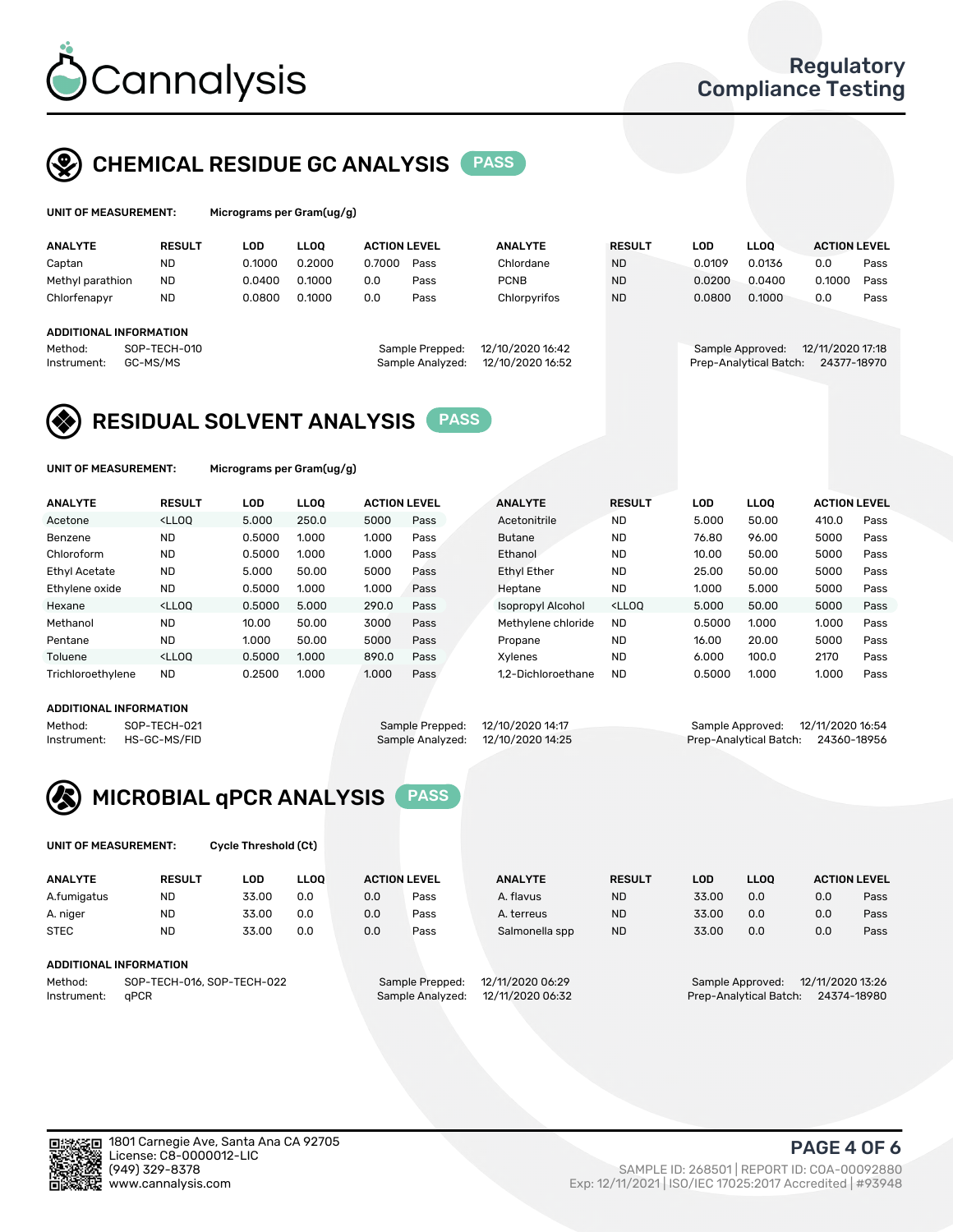# Cannalysis

Regulatory Compliance Testing

## CHEMICAL RESIDUE GC ANALYSIS PASS

**UNIT OF MEASUREMENT:** Micrograms per Gram(ug/g)

| ANALYTE | RESULT | LOD | LLOQ | ACTION LEVEL | | ANALYTE | RESULT | LOD | LLOQ | ACTION LEVEL | |
|---|---|---|---|---|---|---|---|---|---|---|---|
| Captan | ND | 0.1000 | 0.2000 | 0.7000 | Pass | Chlordane | ND | 0.0109 | 0.0136 | 0.0 | Pass |
| Methyl parathion | ND | 0.0400 | 0.1000 | 0.0 | Pass | PCNB | ND | 0.0200 | 0.0400 | 0.1000 | Pass |
| Chlorfenapyr | ND | 0.0800 | 0.1000 | 0.0 | Pass | Chlorpyrifos | ND | 0.0800 | 0.1000 | 0.0 | Pass |

**ADDITIONAL INFORMATION**

Method: SOP-TECH-010
Instrument: GC-MS/MS
Sample Prepped: 12/10/2020 16:42
Sample Analyzed: 12/10/2020 16:52
Sample Approved: 12/11/2020 17:18
Prep-Analytical Batch: 24377-18970

## RESIDUAL SOLVENT ANALYSIS PASS

**UNIT OF MEASUREMENT:** Micrograms per Gram(ug/g)

| ANALYTE | RESULT | LOD | LLOQ | ACTION LEVEL | | ANALYTE | RESULT | LOD | LLOQ | ACTION LEVEL | |
|---|---|---|---|---|---|---|---|---|---|---|---|
| Acetone | <LLOQ | 5.000 | 250.0 | 5000 | Pass | Acetonitrile | ND | 5.000 | 50.00 | 410.0 | Pass |
| Benzene | ND | 0.5000 | 1.000 | 1.000 | Pass | Butane | ND | 76.80 | 96.00 | 5000 | Pass |
| Chloroform | ND | 0.5000 | 1.000 | 1.000 | Pass | Ethanol | ND | 10.00 | 50.00 | 5000 | Pass |
| Ethyl Acetate | ND | 5.000 | 50.00 | 5000 | Pass | Ethyl Ether | ND | 25.00 | 50.00 | 5000 | Pass |
| Ethylene oxide | ND | 0.5000 | 1.000 | 1.000 | Pass | Heptane | ND | 1.000 | 5.000 | 5000 | Pass |
| Hexane | <LLOQ | 0.5000 | 5.000 | 290.0 | Pass | Isopropyl Alcohol | <LLOQ | 5.000 | 50.00 | 5000 | Pass |
| Methanol | ND | 10.00 | 50.00 | 3000 | Pass | Methylene chloride | ND | 0.5000 | 1.000 | 1.000 | Pass |
| Pentane | ND | 1.000 | 50.00 | 5000 | Pass | Propane | ND | 16.00 | 20.00 | 5000 | Pass |
| Toluene | <LLOQ | 0.5000 | 1.000 | 890.0 | Pass | Xylenes | ND | 6.000 | 100.0 | 2170 | Pass |
| Trichloroethylene | ND | 0.2500 | 1.000 | 1.000 | Pass | 1,2-Dichloroethane | ND | 0.5000 | 1.000 | 1.000 | Pass |

**ADDITIONAL INFORMATION**

Method: SOP-TECH-021
Instrument: HS-GC-MS/FID
Sample Prepped: 12/10/2020 14:17
Sample Analyzed: 12/10/2020 14:25
Sample Approved: 12/11/2020 16:54
Prep-Analytical Batch: 24360-18956

## MICROBIAL qPCR ANALYSIS PASS

**UNIT OF MEASUREMENT:** Cycle Threshold (Ct)

| ANALYTE | RESULT | LOD | LLOQ | ACTION LEVEL | | ANALYTE | RESULT | LOD | LLOQ | ACTION LEVEL | |
|---|---|---|---|---|---|---|---|---|---|---|---|
| A.fumigatus | ND | 33.00 | 0.0 | 0.0 | Pass | A. flavus | ND | 33.00 | 0.0 | 0.0 | Pass |
| A. niger | ND | 33.00 | 0.0 | 0.0 | Pass | A. terreus | ND | 33.00 | 0.0 | 0.0 | Pass |
| STEC | ND | 33.00 | 0.0 | 0.0 | Pass | Salmonella spp | ND | 33.00 | 0.0 | 0.0 | Pass |

**ADDITIONAL INFORMATION**

Method: SOP-TECH-016, SOP-TECH-022
Instrument: qPCR
Sample Prepped: 12/11/2020 06:29
Sample Analyzed: 12/11/2020 06:32
Sample Approved: 12/11/2020 13:26
Prep-Analytical Batch: 24374-18980

1801 Carnegie Ave, Santa Ana CA 92705
License: C8-0000012-LIC
(949) 329-8378
www.cannalysis.com

SAMPLE ID: 268501 | REPORT ID: COA-00092880
Exp: 12/11/2021 | ISO/IEC 17025:2017 Accredited | #93948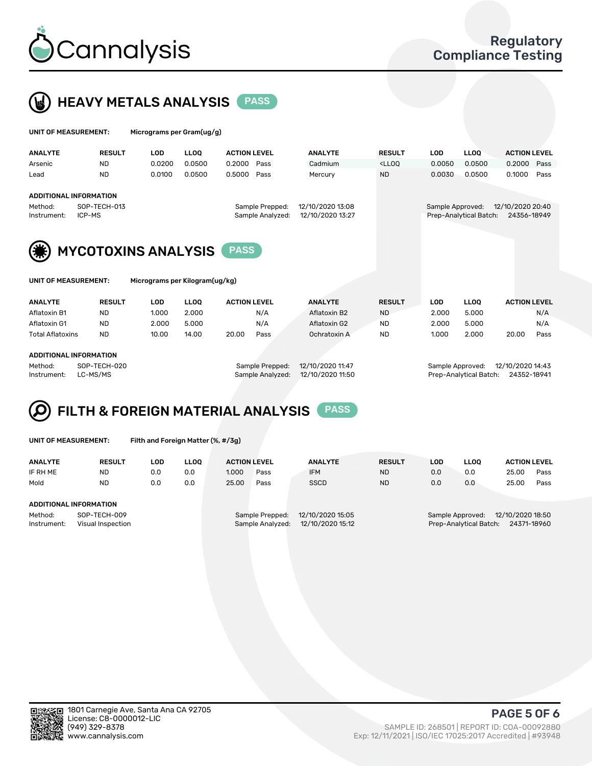# Cannalysis

## Regulatory Compliance Testing

## HEAVY METALS ANALYSIS PASS

**UNIT OF MEASUREMENT:** Micrograms per Gram(ug/g)

| ANALYTE | RESULT | LOD | LLOQ | ACTION LEVEL | | ANALYTE | RESULT | LOD | LLOQ | ACTION LEVEL | |
|---|---|---|---|---|---|---|---|---|---|---|---|
| Arsenic | ND | 0.0200 | 0.0500 | 0.2000 | Pass | Cadmium | <LLOQ | 0.0050 | 0.0500 | 0.2000 | Pass |
| Lead | ND | 0.0100 | 0.0500 | 0.5000 | Pass | Mercury | ND | 0.0030 | 0.0500 | 0.1000 | Pass |

**ADDITIONAL INFORMATION**

| | | | | | |
|---|---|---|---|---|---|
| Method: | SOP-TECH-013 | Sample Prepped: | 12/10/2020 13:08 | Sample Approved: | 12/10/2020 20:40 |
| Instrument: | ICP-MS | Sample Analyzed: | 12/10/2020 13:27 | Prep-Analytical Batch: | 24356-18949 |

## MYCOTOXINS ANALYSIS PASS

**UNIT OF MEASUREMENT:** Micrograms per Kilogram(ug/kg)

| ANALYTE | RESULT | LOD | LLOQ | ACTION LEVEL | | ANALYTE | RESULT | LOD | LLOQ | ACTION LEVEL | |
|---|---|---|---|---|---|---|---|---|---|---|---|
| Aflatoxin B1 | ND | 1.000 | 2.000 | | N/A | Aflatoxin B2 | ND | 2.000 | 5.000 | | N/A |
| Aflatoxin G1 | ND | 2.000 | 5.000 | | N/A | Aflatoxin G2 | ND | 2.000 | 5.000 | | N/A |
| Total Aflatoxins | ND | 10.00 | 14.00 | 20.00 | Pass | Ochratoxin A | ND | 1.000 | 2.000 | 20.00 | Pass |

**ADDITIONAL INFORMATION**

| | | | | | |
|---|---|---|---|---|---|
| Method: | SOP-TECH-020 | Sample Prepped: | 12/10/2020 11:47 | Sample Approved: | 12/10/2020 14:43 |
| Instrument: | LC-MS/MS | Sample Analyzed: | 12/10/2020 11:50 | Prep-Analytical Batch: | 24352-18941 |

## FILTH & FOREIGN MATERIAL ANALYSIS PASS

**UNIT OF MEASUREMENT:** Filth and Foreign Matter (%, #/3g)

| ANALYTE | RESULT | LOD | LLOQ | ACTION LEVEL | | ANALYTE | RESULT | LOD | LLOQ | ACTION LEVEL | |
|---|---|---|---|---|---|---|---|---|---|---|---|
| IF RH ME | ND | 0.0 | 0.0 | 1.000 | Pass | IFM | ND | 0.0 | 0.0 | 25.00 | Pass |
| Mold | ND | 0.0 | 0.0 | 25.00 | Pass | SSCD | ND | 0.0 | 0.0 | 25.00 | Pass |

**ADDITIONAL INFORMATION**

| | | | | | |
|---|---|---|---|---|---|
| Method: | SOP-TECH-009 | Sample Prepped: | 12/10/2020 15:05 | Sample Approved: | 12/10/2020 18:50 |
| Instrument: | Visual Inspection | Sample Analyzed: | 12/10/2020 15:12 | Prep-Analytical Batch: | 24371-18960 |

1801 Carnegie Ave, Santa Ana CA 92705
License: C8-0000012-LIC
(949) 329-8378
www.cannalysis.com

SAMPLE ID: 268501 | REPORT ID: COA-00092880
Exp: 12/11/2021 | ISO/IEC 17025:2017 Accredited | #93948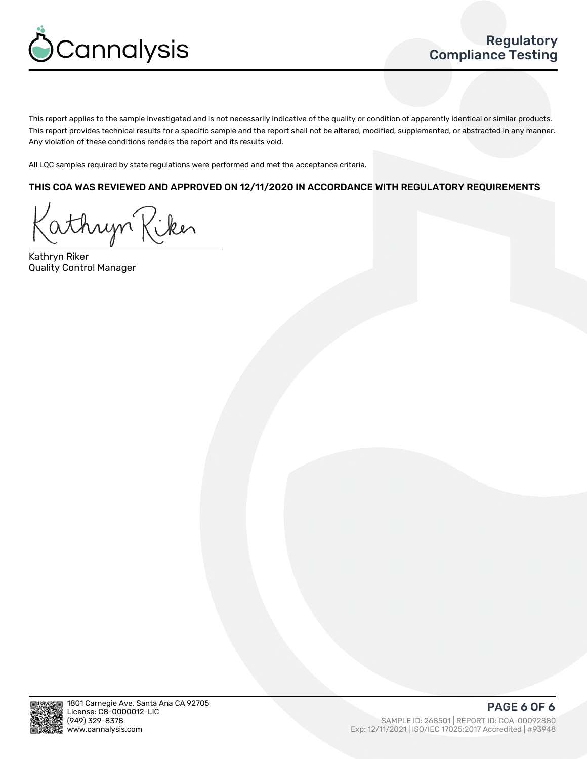This report applies to the sample investigated and is not necessarily indicative of the quality or condition of apparently identical or similar products. This report provides technical results for a specific sample and the report shall not be altered, modified, supplemented, or abstracted in any manner. Any violation of these conditions renders the report and its results void.

All LQC samples required by state regulations were performed and met the acceptance criteria.

**THIS COA WAS REVIEWED AND APPROVED ON 12/11/2020 IN ACCORDANCE WITH REGULATORY REQUIREMENTS**

Kathryn Riker
Quality Control Manager